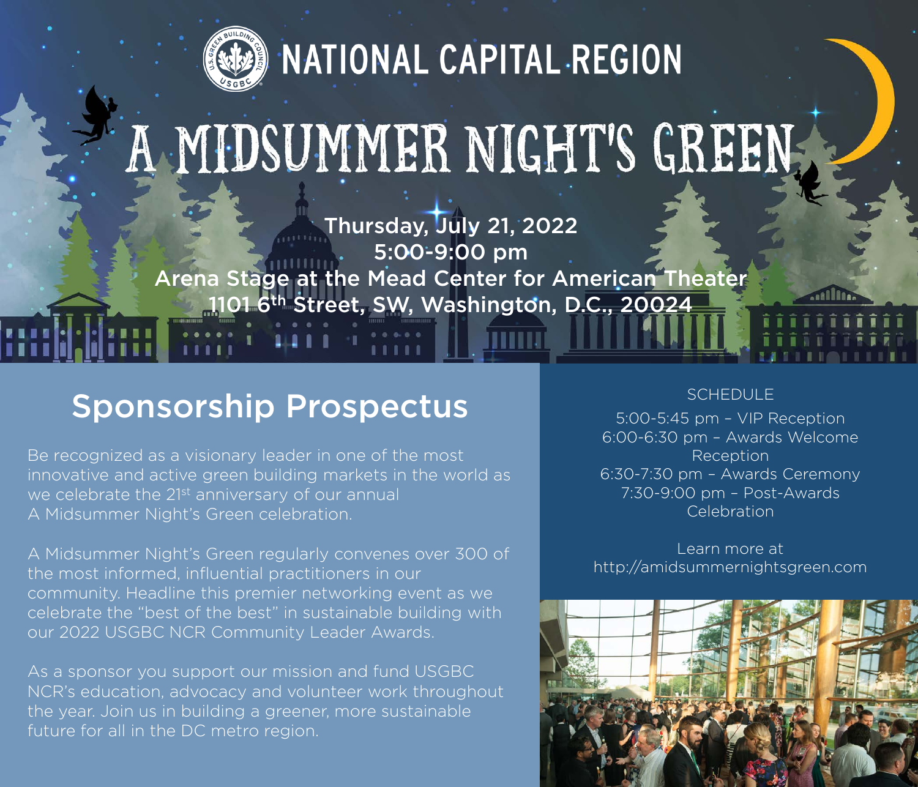# NATIONAL CAPITAL REGION

# A MIDSUMMER NIGHT'S GREEN

**Thursday, July 21, 2022**
**5:00-9:00 pm**
**Arena Stage at the Mead Center for American Theater**
**1101 6th Street, SW, Washington, D.C., 20024**

## Sponsorship Prospectus

Be recognized as a visionary leader in one of the most innovative and active green building markets in the world as we celebrate the 21st anniversary of our annual A Midsummer Night's Green celebration.

A Midsummer Night's Green regularly convenes over 300 of the most informed, influential practitioners in our community. Headline this premier networking event as we celebrate the "best of the best" in sustainable building with our 2022 USGBC NCR Community Leader Awards.

As a sponsor you support our mission and fund USGBC NCR's education, advocacy and volunteer work throughout the year. Join us in building a greener, more sustainable future for all in the DC metro region.

### SCHEDULE

5:00-5:45 pm – VIP Reception
6:00-6:30 pm – Awards Welcome Reception
6:30-7:30 pm – Awards Ceremony
7:30-9:00 pm – Post-Awards Celebration

Learn more at http://amidsummernightsgreen.com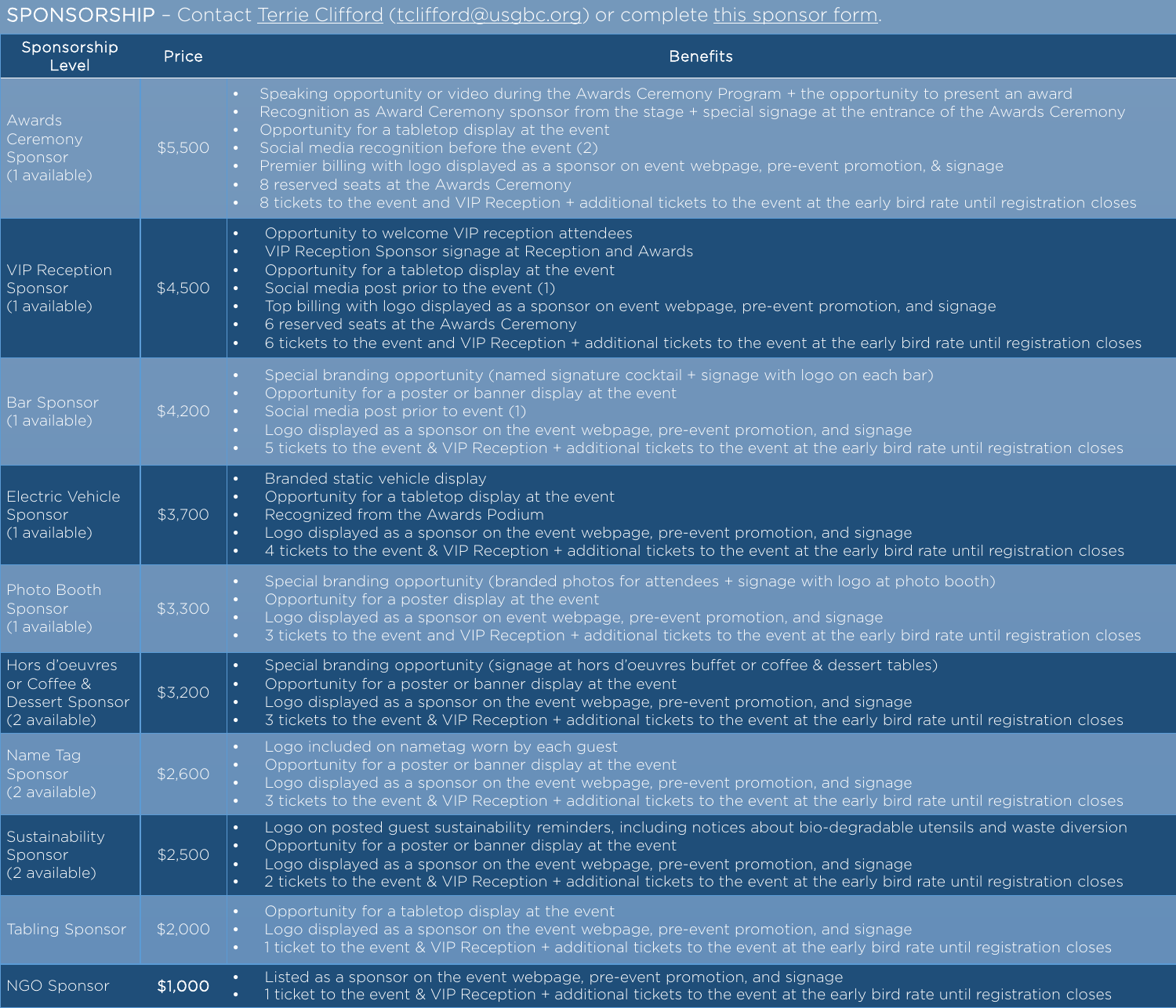SPONSORSHIP – Contact Terrie Clifford (tclifford@usgbc.org) or complete this sponsor form.

| Sponsorship Level | Price | Benefits |
| --- | --- | --- |
| Awards Ceremony Sponsor (1 available) | $5,500 | • Speaking opportunity or video during the Awards Ceremony Program + the opportunity to present an award<br>• Recognition as Award Ceremony sponsor from the stage + special signage at the entrance of the Awards Ceremony<br>• Opportunity for a tabletop display at the event<br>• Social media recognition before the event (2)<br>• Premier billing with logo displayed as a sponsor on event webpage, pre-event promotion, & signage<br>• 8 reserved seats at the Awards Ceremony<br>• 8 tickets to the event and VIP Reception + additional tickets to the event at the early bird rate until registration closes |
| VIP Reception Sponsor (1 available) | $4,500 | • Opportunity to welcome VIP reception attendees<br>• VIP Reception Sponsor signage at Reception and Awards<br>• Opportunity for a tabletop display at the event<br>• Social media post prior to the event (1)<br>• Top billing with logo displayed as a sponsor on event webpage, pre-event promotion, and signage<br>• 6 reserved seats at the Awards Ceremony<br>• 6 tickets to the event and VIP Reception + additional tickets to the event at the early bird rate until registration closes |
| Bar Sponsor (1 available) | $4,200 | • Special branding opportunity (named signature cocktail + signage with logo on each bar)<br>• Opportunity for a poster or banner display at the event<br>• Social media post prior to event (1)<br>• Logo displayed as a sponsor on the event webpage, pre-event promotion, and signage<br>• 5 tickets to the event & VIP Reception + additional tickets to the event at the early bird rate until registration closes |
| Electric Vehicle Sponsor (1 available) | $3,700 | • Branded static vehicle display<br>• Opportunity for a tabletop display at the event<br>• Recognized from the Awards Podium<br>• Logo displayed as a sponsor on the event webpage, pre-event promotion, and signage<br>• 4 tickets to the event & VIP Reception + additional tickets to the event at the early bird rate until registration closes |
| Photo Booth Sponsor (1 available) | $3,300 | • Special branding opportunity (branded photos for attendees + signage with logo at photo booth)<br>• Opportunity for a poster display at the event<br>• Logo displayed as a sponsor on event webpage, pre-event promotion, and signage<br>• 3 tickets to the event and VIP Reception + additional tickets to the event at the early bird rate until registration closes |
| Hors d'oeuvres or Coffee & Dessert Sponsor (2 available) | $3,200 | • Special branding opportunity (signage at hors d'oeuvres buffet or coffee & dessert tables)<br>• Opportunity for a poster or banner display at the event<br>• Logo displayed as a sponsor on the event webpage, pre-event promotion, and signage<br>• 3 tickets to the event & VIP Reception + additional tickets to the event at the early bird rate until registration closes |
| Name Tag Sponsor (2 available) | $2,600 | • Logo included on nametag worn by each guest<br>• Opportunity for a poster or banner display at the event<br>• Logo displayed as a sponsor on the event webpage, pre-event promotion, and signage<br>• 3 tickets to the event & VIP Reception + additional tickets to the event at the early bird rate until registration closes |
| Sustainability Sponsor (2 available) | $2,500 | • Logo on posted guest sustainability reminders, including notices about bio-degradable utensils and waste diversion<br>• Opportunity for a poster or banner display at the event<br>• Logo displayed as a sponsor on the event webpage, pre-event promotion, and signage<br>• 2 tickets to the event & VIP Reception + additional tickets to the event at the early bird rate until registration closes |
| Tabling Sponsor | $2,000 | • Opportunity for a tabletop display at the event<br>• Logo displayed as a sponsor on the event webpage, pre-event promotion, and signage<br>• 1 ticket to the event & VIP Reception + additional tickets to the event at the early bird rate until registration closes |
| NGO Sponsor | **$1,000** | • Listed as a sponsor on the event webpage, pre-event promotion, and signage<br>• 1 ticket to the event & VIP Reception + additional tickets to the event at the early bird rate until registration closes |